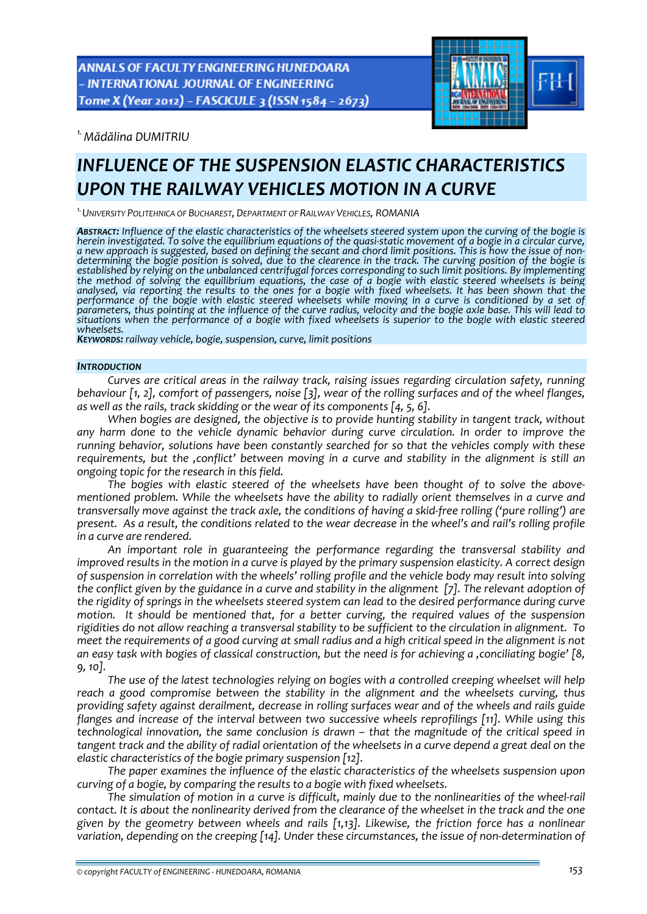[1.] *Mădălina DUMITRIU*

# INFLUENCE OF THE SUSPENSION ELASTIC CHARACTERISTICS UPON THE RAILWAY VEHICLES MOTION IN A CURVE

[1.] *UNIVERSITY POLITEHNICA OF BUCHAREST, DEPARTMENT OF RAILWAY VEHICLES, ROMANIA*

***ABSTRACT:*** *Influence of the elastic characteristics of the wheelsets steered system upon the curving of the bogie is herein investigated. To solve the equilibrium equations of the quasi-static movement of a bogie in a circular curve, a new approach is suggested, based on defining the secant and chord limit positions. This is how the issue of non-determining the bogie position is solved, due to the clearence in the track. The curving position of the bogie is established by relying on the unbalanced centrifugal forces corresponding to such limit positions. By implementing the method of solving the equilibrium equations, the case of a bogie with elastic steered wheelsets is being analysed, via reporting the results to the ones for a bogie with fixed wheelsets. It has been shown that the performance of the bogie with elastic steered wheelsets while moving in a curve is conditioned by a set of parameters, thus pointing at the influence of the curve radius, velocity and the bogie axle base. This will lead to situations when the performance of a bogie with fixed wheelsets is superior to the bogie with elastic steered wheelsets.*

***KEYWORDS:*** *railway vehicle, bogie, suspension, curve, limit positions*

## INTRODUCTION

*Curves are critical areas in the railway track, raising issues regarding circulation safety, running behaviour [1, 2], comfort of passengers, noise [3], wear of the rolling surfaces and of the wheel flanges, as well as the rails, track skidding or the wear of its components [4, 5, 6].*

*When bogies are designed, the objective is to provide hunting stability in tangent track, without any harm done to the vehicle dynamic behavior during curve circulation. In order to improve the running behavior, solutions have been constantly searched for so that the vehicles comply with these requirements, but the ‚conflict' between moving in a curve and stability in the alignment is still an ongoing topic for the research in this field.*

*The bogies with elastic steered of the wheelsets have been thought of to solve the above-mentioned problem. While the wheelsets have the ability to radially orient themselves in a curve and transversally move against the track axle, the conditions of having a skid-free rolling ('pure rolling') are present. As a result, the conditions related to the wear decrease in the wheel's and rail's rolling profile in a curve are rendered.*

*An important role in guaranteeing the performance regarding the transversal stability and improved results in the motion in a curve is played by the primary suspension elasticity. A correct design of suspension in correlation with the wheels' rolling profile and the vehicle body may result into solving the conflict given by the guidance in a curve and stability in the alignment [7]. The relevant adoption of the rigidity of springs in the wheelsets steered system can lead to the desired performance during curve motion. It should be mentioned that, for a better curving, the required values of the suspension rigidities do not allow reaching a transversal stability to be sufficient to the circulation in alignment. To meet the requirements of a good curving at small radius and a high critical speed in the alignment is not an easy task with bogies of classical construction, but the need is for achieving a ‚conciliating bogie' [8, 9, 10].*

*The use of the latest technologies relying on bogies with a controlled creeping wheelset will help reach a good compromise between the stability in the alignment and the wheelsets curving, thus providing safety against derailment, decrease in rolling surfaces wear and of the wheels and rails guide flanges and increase of the interval between two successive wheels reprofilings [11]. While using this technological innovation, the same conclusion is drawn – that the magnitude of the critical speed in tangent track and the ability of radial orientation of the wheelsets in a curve depend a great deal on the elastic characteristics of the bogie primary suspension [12].*

*The paper examines the influence of the elastic characteristics of the wheelsets suspension upon curving of a bogie, by comparing the results to a bogie with fixed wheelsets.*

*The simulation of motion in a curve is difficult, mainly due to the nonlinearities of the wheel-rail contact. It is about the nonlinearity derived from the clearance of the wheelset in the track and the one given by the geometry between wheels and rails [1,13]. Likewise, the friction force has a nonlinear variation, depending on the creeping [14]. Under these circumstances, the issue of non-determination of*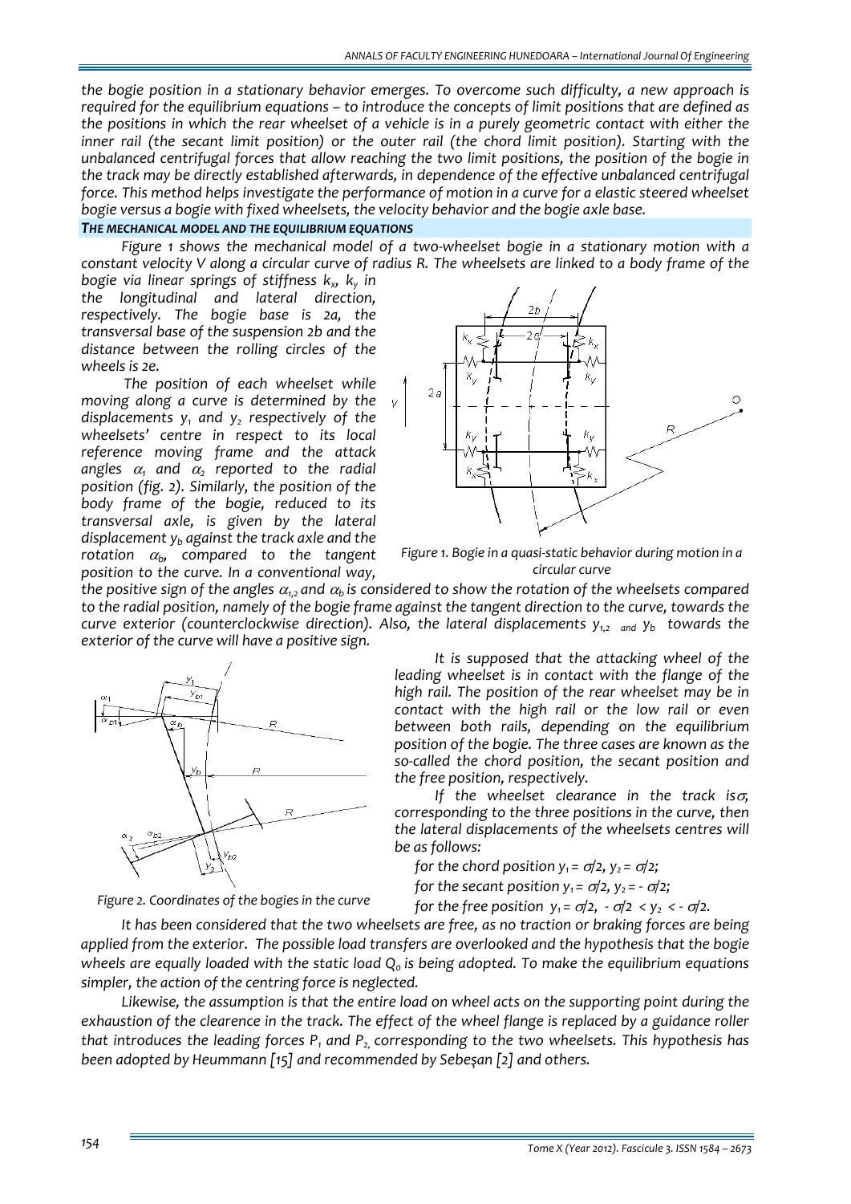*the bogie position in a stationary behavior emerges. To overcome such difficulty, a new approach is required for the equilibrium equations – to introduce the concepts of limit positions that are defined as the positions in which the rear wheelset of a vehicle is in a purely geometric contact with either the inner rail (the secant limit position) or the outer rail (the chord limit position). Starting with the unbalanced centrifugal forces that allow reaching the two limit positions, the position of the bogie in the track may be directly established afterwards, in dependence of the effective unbalanced centrifugal force. This method helps investigate the performance of motion in a curve for a elastic steered wheelset bogie versus a bogie with fixed wheelsets, the velocity behavior and the bogie axle base.*

### THE MECHANICAL MODEL AND THE EQUILIBRIUM EQUATIONS

*Figure 1 shows the mechanical model of a two-wheelset bogie in a stationary motion with a constant velocity V along a circular curve of radius R. The wheelsets are linked to a body frame of the bogie via linear springs of stiffness $k_x$, $k_y$ in the longitudinal and lateral direction, respectively. The bogie base is 2a, the transversal base of the suspension 2b and the distance between the rolling circles of the wheels is 2e.*

*The position of each wheelset while moving along a curve is determined by the displacements $y_1$ and $y_2$ respectively of the wheelsets' centre in respect to its local reference moving frame and the attack angles $\alpha_1$ and $\alpha_2$ reported to the radial position (fig. 2). Similarly, the position of the body frame of the bogie, reduced to its transversal axle, is given by the lateral displacement $y_b$ against the track axle and the rotation $\alpha_b$, compared to the tangent position to the curve. In a conventional way, the positive sign of the angles $\alpha_{1,2}$ and $\alpha_b$ is considered to show the rotation of the wheelsets compared to the radial position, namely of the bogie frame against the tangent direction to the curve, towards the curve exterior (counterclockwise direction). Also, the lateral displacements $y_{1,2}$ and $y_b$ towards the exterior of the curve will have a positive sign.*

*Figure 1. Bogie in a quasi-static behavior during motion in a circular curve*

*Figure 2. Coordinates of the bogies in the curve*

*It is supposed that the attacking wheel of the leading wheelset is in contact with the flange of the high rail. The position of the rear wheelset may be in contact with the high rail or the low rail or even between both rails, depending on the equilibrium position of the bogie. The three cases are known as the so-called the chord position, the secant position and the free position, respectively.*

*If the wheelset clearance in the track is $\sigma$, corresponding to the three positions in the curve, then the lateral displacements of the wheelsets centres will be as follows:*

*for the chord position $y_1 = \sigma/2$, $y_2 = \sigma/2$;*

*for the secant position $y_1 = \sigma/2$, $y_2 = -\sigma/2$;*

*for the free position $y_1 = \sigma/2$, $-\sigma/2 < y_2 < -\sigma/2$.*

*It has been considered that the two wheelsets are free, as no traction or braking forces are being applied from the exterior. The possible load transfers are overlooked and the hypothesis that the bogie wheels are equally loaded with the static load $Q_o$ is being adopted. To make the equilibrium equations simpler, the action of the centring force is neglected.*

*Likewise, the assumption is that the entire load on wheel acts on the supporting point during the exhaustion of the clearence in the track. The effect of the wheel flange is replaced by a guidance roller that introduces the leading forces $P_1$ and $P_2$, corresponding to the two wheelsets. This hypothesis has been adopted by Heummann [15] and recommended by Sebeşan [2] and others.*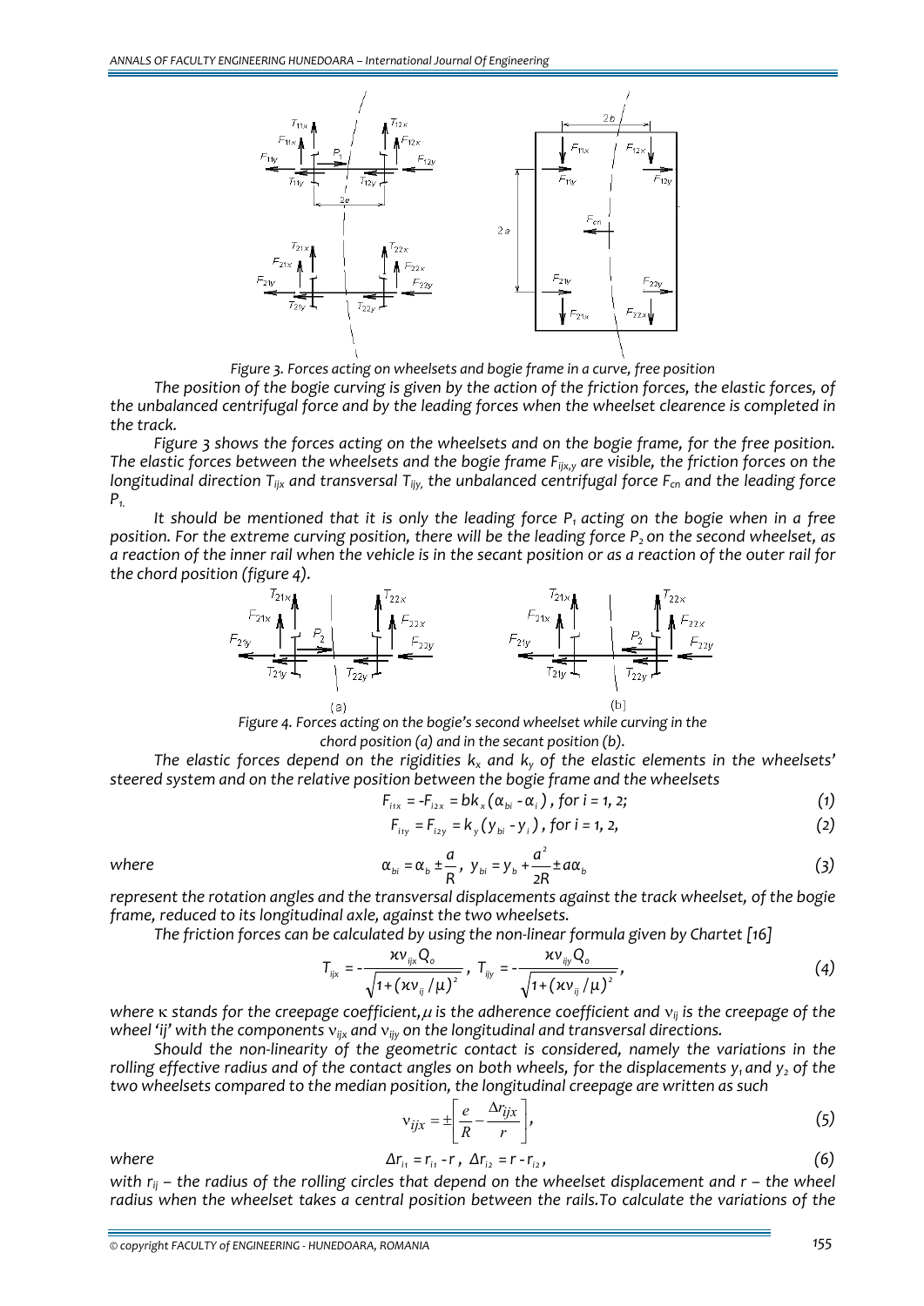Figure 3. Forces acting on wheelsets and bogie frame in a curve, free position

The position of the bogie curving is given by the action of the friction forces, the elastic forces, of the unbalanced centrifugal force and by the leading forces when the wheelset clearence is completed in the track.

Figure 3 shows the forces acting on the wheelsets and on the bogie frame, for the free position. The elastic forces between the wheelsets and the bogie frame $F_{ijx,y}$ are visible, the friction forces on the longitudinal direction $T_{ijx}$ and transversal $T_{ijy}$, the unbalanced centrifugal force $F_{cn}$ and the leading force $P_1$.

It should be mentioned that it is only the leading force $P_1$ acting on the bogie when in a free position. For the extreme curving position, there will be the leading force $P_2$ on the second wheelset, as a reaction of the inner rail when the vehicle is in the secant position or as a reaction of the outer rail for the chord position (figure 4).

Figure 4. Forces acting on the bogie's second wheelset while curving in the chord position (a) and in the secant position (b).

The elastic forces depend on the rigidities $k_x$ and $k_y$ of the elastic elements in the wheelsets' steered system and on the relative position between the bogie frame and the wheelsets

$$F_{i1x} = -F_{i2x} = bk_x(\alpha_{bi} - \alpha_i)\text{, for } i = 1, 2; \tag{1}$$

$$F_{i1y} = F_{i2y} = k_y(y_{bi} - y_i)\text{, for } i = 1, 2, \tag{2}$$

where

$$\alpha_{bi} = \alpha_b \pm \frac{a}{R},\ y_{bi} = y_b + \frac{a^2}{2R} \pm a\alpha_b \tag{3}$$

represent the rotation angles and the transversal displacements against the track wheelset, of the bogie frame, reduced to its longitudinal axle, against the two wheelsets.

The friction forces can be calculated by using the non-linear formula given by Chartet [16]

$$T_{ijx} = -\frac{\varkappa\nu_{ijx}Q_o}{\sqrt{1+(\varkappa\nu_{ij}/\mu)^2}},\ T_{ijy} = -\frac{\varkappa\nu_{ijy}Q_o}{\sqrt{1+(\varkappa\nu_{ij}/\mu)^2}}, \tag{4}$$

where $\kappa$ stands for the creepage coefficient, $\mu$ is the adherence coefficient and $\nu_{ij}$ is the creepage of the wheel 'ij' with the components $\nu_{ijx}$ and $\nu_{ijy}$ on the longitudinal and transversal directions.

Should the non-linearity of the geometric contact is considered, namely the variations in the rolling effective radius and of the contact angles on both wheels, for the displacements $y_1$ and $y_2$ of the two wheelsets compared to the median position, the longitudinal creepage are written as such

$$\nu_{ijx} = \pm\left[\frac{e}{R} - \frac{\Delta r_{ijx}}{r}\right], \tag{5}$$

where

$$\Delta r_{i1} = r_{i1} - r\text{, } \Delta r_{i2} = r - r_{i2}\text{,} \tag{6}$$

with $r_{ij}$ – the radius of the rolling circles that depend on the wheelset displacement and $r$ – the wheel radius when the wheelset takes a central position between the rails. To calculate the variations of the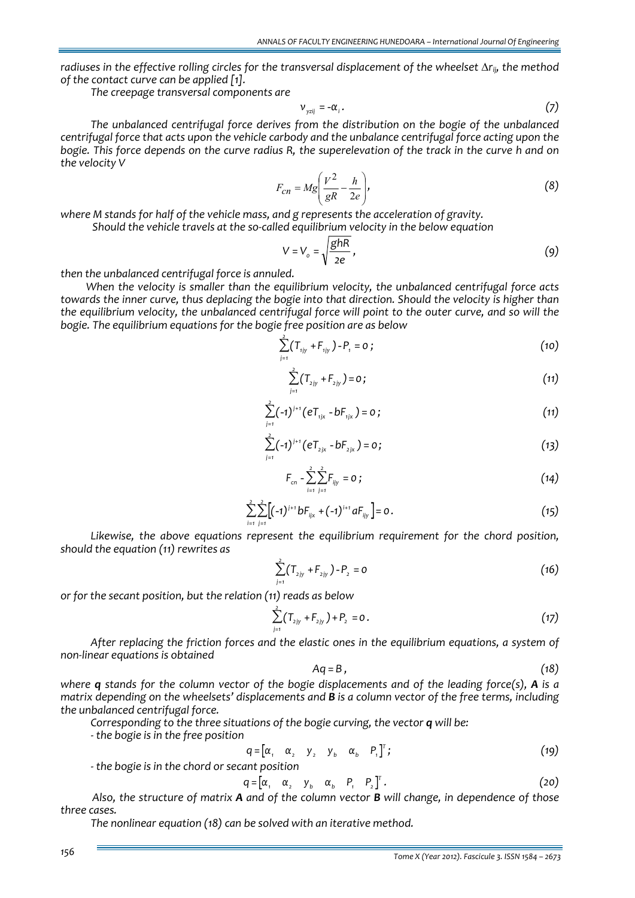*radiuses in the effective rolling circles for the transversal displacement of the wheelset $\Delta r_{ij}$, the method of the contact curve can be applied [1].*

*The creepage transversal components are*

$$\nu_{yzij} = -\alpha_i . \tag{7}$$

*The unbalanced centrifugal force derives from the distribution on the bogie of the unbalanced centrifugal force that acts upon the vehicle carbody and the unbalance centrifugal force acting upon the bogie. This force depends on the curve radius R, the superelevation of the track in the curve h and on the velocity V*

$$F_{cn} = Mg\left(\frac{V^2}{gR} - \frac{h}{2e}\right), \tag{8}$$

*where M stands for half of the vehicle mass, and g represents the acceleration of gravity.*

*Should the vehicle travels at the so-called equilibrium velocity in the below equation*

$$V = V_o = \sqrt{\frac{ghR}{2e}}, \tag{9}$$

*then the unbalanced centrifugal force is annuled.*

*When the velocity is smaller than the equilibrium velocity, the unbalanced centrifugal force acts towards the inner curve, thus deplacing the bogie into that direction. Should the velocity is higher than the equilibrium velocity, the unbalanced centrifugal force will point to the outer curve, and so will the bogie. The equilibrium equations for the bogie free position are as below*

$$\sum_{j=1}^{2}(T_{1jy} + F_{1jy}) - P_1 = 0 ; \tag{10}$$

$$\sum_{j=1}^{2}(T_{2jy} + F_{2jy}) = 0 ; \tag{11}$$

$$\sum_{j=1}^{2}(-1)^{j+1}(eT_{1jx} - bF_{1jx}) = 0 ; \tag{11}$$

$$\sum_{j=1}^{2}(-1)^{j+1}(eT_{2jx} - bF_{2jx}) = 0 ; \tag{13}$$

$$F_{cn} - \sum_{i=1}^{2}\sum_{j=1}^{2}F_{ijy} = 0 ; \tag{14}$$

$$\sum_{i=1}^{2}\sum_{j=1}^{2}\left[(-1)^{j+1}bF_{ijx} + (-1)^{i+1}aF_{ijy}\right] = 0 . \tag{15}$$

*Likewise, the above equations represent the equilibrium requirement for the chord position, should the equation (11) rewrites as*

$$\sum_{j=1}^{2}(T_{2jy} + F_{2jy}) - P_2 = 0 \tag{16}$$

*or for the secant position, but the relation (11) reads as below*

$$\sum_{j=1}^{2}(T_{2jy} + F_{2jy}) + P_2 = 0 . \tag{17}$$

*After replacing the friction forces and the elastic ones in the equilibrium equations, a system of non-linear equations is obtained*

$$Aq = B , \tag{18}$$

*where **q** stands for the column vector of the bogie displacements and of the leading force(s), **A** is a matrix depending on the wheelsets' displacements and **B** is a column vector of the free terms, including the unbalanced centrifugal force.*

*Corresponding to the three situations of the bogie curving, the vector **q** will be:*

*- the bogie is in the free position*

$$q = \begin{bmatrix}\alpha_1 & \alpha_2 & y_2 & y_b & \alpha_b & P_1\end{bmatrix}^T ; \tag{19}$$

*- the bogie is in the chord or secant position*

$$q = \begin{bmatrix}\alpha_1 & \alpha_2 & y_b & \alpha_b & P_1 & P_2\end{bmatrix}^T . \tag{20}$$

*Also, the structure of matrix **A** and of the column vector **B** will change, in dependence of those three cases.*

*The nonlinear equation (18) can be solved with an iterative method.*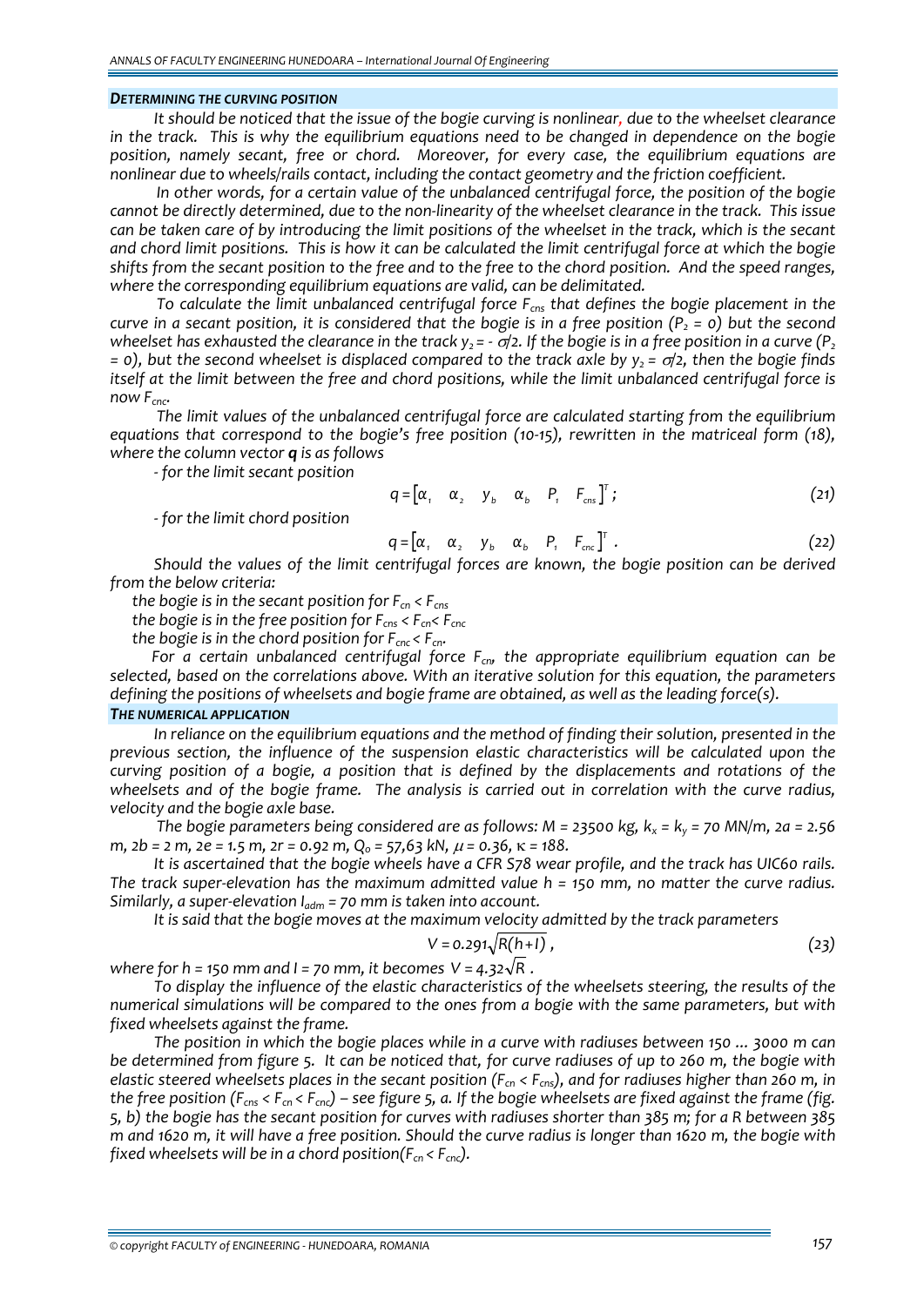### *DETERMINING THE CURVING POSITION*

*It should be noticed that the issue of the bogie curving is nonlinear, due to the wheelset clearance in the track. This is why the equilibrium equations need to be changed in dependence on the bogie position, namely secant, free or chord. Moreover, for every case, the equilibrium equations are nonlinear due to wheels/rails contact, including the contact geometry and the friction coefficient.*

*In other words, for a certain value of the unbalanced centrifugal force, the position of the bogie cannot be directly determined, due to the non-linearity of the wheelset clearance in the track. This issue can be taken care of by introducing the limit positions of the wheelset in the track, which is the secant and chord limit positions. This is how it can be calculated the limit centrifugal force at which the bogie shifts from the secant position to the free and to the free to the chord position. And the speed ranges, where the corresponding equilibrium equations are valid, can be delimitated.*

*To calculate the limit unbalanced centrifugal force $F_{cns}$ that defines the bogie placement in the curve in a secant position, it is considered that the bogie is in a free position ($P_2 = 0$) but the second wheelset has exhausted the clearance in the track $y_2 = -\sigma/2$. If the bogie is in a free position in a curve ($P_2 = 0$), but the second wheelset is displaced compared to the track axle by $y_2 = \sigma/2$, then the bogie finds itself at the limit between the free and chord positions, while the limit unbalanced centrifugal force is now $F_{cnc}$.*

*The limit values of the unbalanced centrifugal force are calculated starting from the equilibrium equations that correspond to the bogie's free position (10-15), rewritten in the matriceal form (18), where the column vector **q** is as follows*

*- for the limit secant position*

$$q = \begin{bmatrix} \alpha_1 & \alpha_2 & y_b & \alpha_b & P_1 & F_{cns} \end{bmatrix}^T ; \tag{21}$$

*- for the limit chord position*

$$q = \begin{bmatrix} \alpha_1 & \alpha_2 & y_b & \alpha_b & P_1 & F_{cnc} \end{bmatrix}^T . \tag{22}$$

*Should the values of the limit centrifugal forces are known, the bogie position can be derived from the below criteria:*

*the bogie is in the secant position for $F_{cn} < F_{cns}$*

*the bogie is in the free position for $F_{cns} < F_{cn} < F_{cnc}$*

*the bogie is in the chord position for $F_{cnc} < F_{cn}$.*

*For a certain unbalanced centrifugal force $F_{cn}$, the appropriate equilibrium equation can be selected, based on the correlations above. With an iterative solution for this equation, the parameters defining the positions of wheelsets and bogie frame are obtained, as well as the leading force(s).*

### *THE NUMERICAL APPLICATION*

*In reliance on the equilibrium equations and the method of finding their solution, presented in the previous section, the influence of the suspension elastic characteristics will be calculated upon the curving position of a bogie, a position that is defined by the displacements and rotations of the wheelsets and of the bogie frame. The analysis is carried out in correlation with the curve radius, velocity and the bogie axle base.*

*The bogie parameters being considered are as follows: M = 23500 kg, $k_x = k_y$ = 70 MN/m, 2a = 2.56 m, 2b = 2 m, 2e = 1.5 m, 2r = 0.92 m, $Q_o$ = 57,63 kN, $\mu$ = 0.36, $\kappa$ = 188.*

*It is ascertained that the bogie wheels have a CFR S78 wear profile, and the track has UIC60 rails. The track super-elevation has the maximum admitted value h = 150 mm, no matter the curve radius. Similarly, a super-elevation $I_{adm}$ = 70 mm is taken into account.*

*It is said that the bogie moves at the maximum velocity admitted by the track parameters*

$$V = 0.291\sqrt{R(h+I)}\ , \tag{23}$$

*where for h = 150 mm and I = 70 mm, it becomes $V = 4.32\sqrt{R}$ .*

*To display the influence of the elastic characteristics of the wheelsets steering, the results of the numerical simulations will be compared to the ones from a bogie with the same parameters, but with fixed wheelsets against the frame.*

*The position in which the bogie places while in a curve with radiuses between 150 ... 3000 m can be determined from figure 5. It can be noticed that, for curve radiuses of up to 260 m, the bogie with elastic steered wheelsets places in the secant position ($F_{cn} < F_{cns}$), and for radiuses higher than 260 m, in the free position ($F_{cns} < F_{cn} < F_{cnc}$) – see figure 5, a. If the bogie wheelsets are fixed against the frame (fig. 5, b) the bogie has the secant position for curves with radiuses shorter than 385 m; for a R between 385 m and 1620 m, it will have a free position. Should the curve radius is longer than 1620 m, the bogie with fixed wheelsets will be in a chord position($F_{cn} < F_{cnc}$).*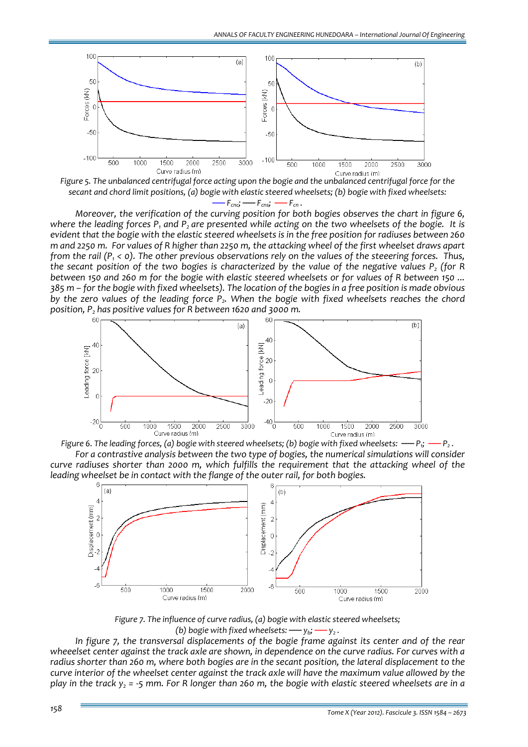*Figure 5. The unbalanced centrifugal force acting upon the bogie and the unbalanced centrifugal force for the secant and chord limit positions, (a) bogie with elastic steered wheelsets; (b) bogie with fixed wheelsets: —— $F_{cnc}$; —— $F_{cns}$; —— $F_{cn}$.*

*Moreover, the verification of the curving position for both bogies observes the chart in figure 6, where the leading forces $P_1$ and $P_2$ are presented while acting on the two wheelsets of the bogie. It is evident that the bogie with the elastic steered wheelsets is in the free position for radiuses between 260 m and 2250 m. For values of R higher than 2250 m, the attacking wheel of the first wheelset draws apart from the rail ($P_1 < 0$). The other previous observations rely on the values of the steeering forces. Thus, the secant position of the two bogies is characterized by the value of the negative values $P_2$ (for R between 150 and 260 m for the bogie with elastic steered wheelsets or for values of R between 150 ... 385 m – for the bogie with fixed wheelsets). The location of the bogies in a free position is made obvious by the zero values of the leading force $P_2$. When the bogie with fixed wheelsets reaches the chord position, $P_2$ has positive values for R between 1620 and 3000 m.*

*Figure 6. The leading forces, (a) bogie with steered wheelsets; (b) bogie with fixed wheelsets: —— $P_1$; —— $P_2$.*

*For a contrastive analysis between the two type of bogies, the numerical simulations will consider curve radiuses shorter than 2000 m, which fulfills the requirement that the attacking wheel of the leading wheelset be in contact with the flange of the outer rail, for both bogies.*

*Figure 7. The influence of curve radius, (a) bogie with elastic steered wheelsets; (b) bogie with fixed wheelsets: —— $y_b$; —— $y_2$.*

*In figure 7, the transversal displacements of the bogie frame against its center and of the rear wheelset center against the track axle are shown, in dependence on the curve radius. For curves with a radius shorter than 260 m, where both bogies are in the secant position, the lateral displacement to the curve interior of the wheelset center against the track axle will have the maximum value allowed by the play in the track $y_2$ = -5 mm. For R longer than 260 m, the bogie with elastic steered wheelsets are in a*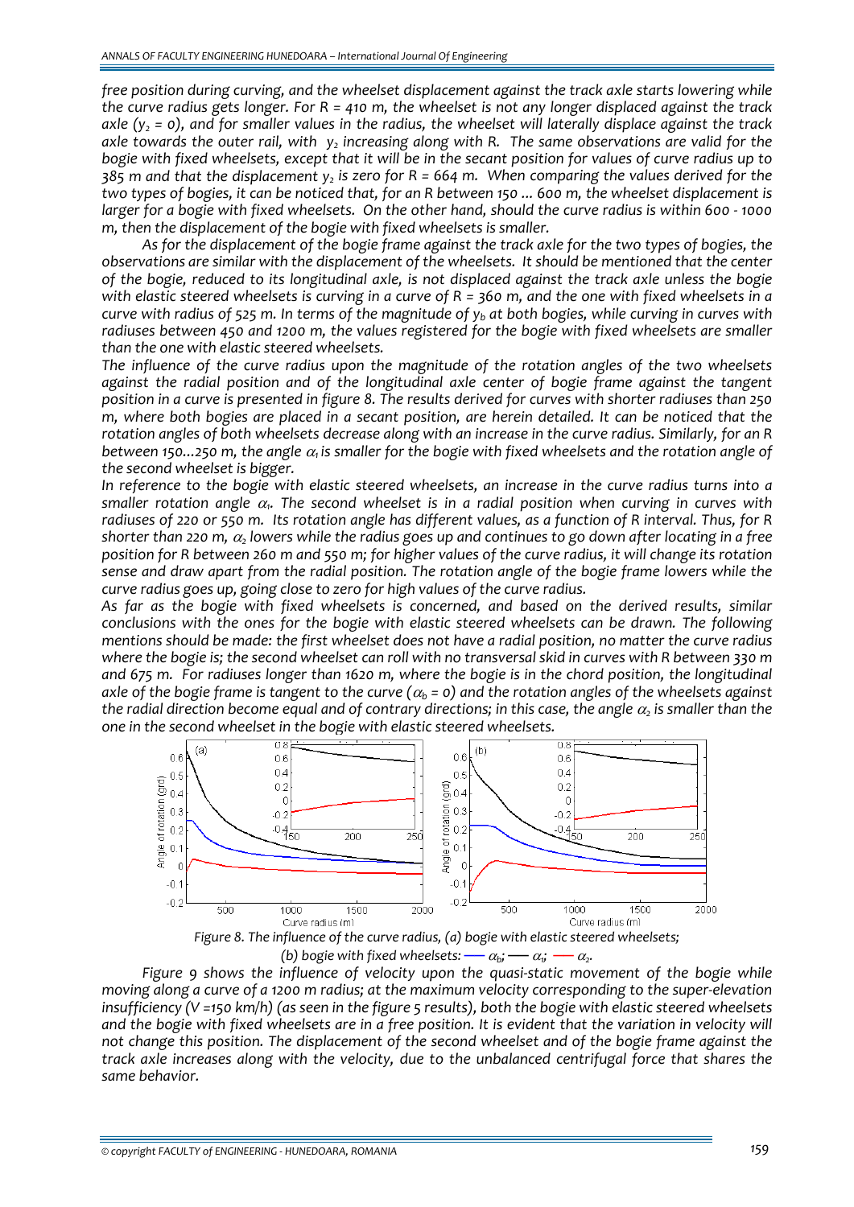*free position during curving, and the wheelset displacement against the track axle starts lowering while the curve radius gets longer. For R = 410 m, the wheelset is not any longer displaced against the track axle ($y_2$ = 0), and for smaller values in the radius, the wheelset will laterally displace against the track axle towards the outer rail, with $y_2$ increasing along with R. The same observations are valid for the bogie with fixed wheelsets, except that it will be in the secant position for values of curve radius up to 385 m and that the displacement $y_2$ is zero for R = 664 m. When comparing the values derived for the two types of bogies, it can be noticed that, for an R between 150 ... 600 m, the wheelset displacement is larger for a bogie with fixed wheelsets. On the other hand, should the curve radius is within 600 - 1000 m, then the displacement of the bogie with fixed wheelsets is smaller.*

*As for the displacement of the bogie frame against the track axle for the two types of bogies, the observations are similar with the displacement of the wheelsets. It should be mentioned that the center of the bogie, reduced to its longitudinal axle, is not displaced against the track axle unless the bogie with elastic steered wheelsets is curving in a curve of R = 360 m, and the one with fixed wheelsets in a curve with radius of 525 m. In terms of the magnitude of $y_b$ at both bogies, while curving in curves with radiuses between 450 and 1200 m, the values registered for the bogie with fixed wheelsets are smaller than the one with elastic steered wheelsets.*

*The influence of the curve radius upon the magnitude of the rotation angles of the two wheelsets against the radial position and of the longitudinal axle center of bogie frame against the tangent position in a curve is presented in figure 8. The results derived for curves with shorter radiuses than 250 m, where both bogies are placed in a secant position, are herein detailed. It can be noticed that the rotation angles of both wheelsets decrease along with an increase in the curve radius. Similarly, for an R between 150...250 m, the angle $\alpha_1$ is smaller for the bogie with fixed wheelsets and the rotation angle of the second wheelset is bigger.*

*In reference to the bogie with elastic steered wheelsets, an increase in the curve radius turns into a smaller rotation angle $\alpha_1$. The second wheelset is in a radial position when curving in curves with radiuses of 220 or 550 m. Its rotation angle has different values, as a function of R interval. Thus, for R shorter than 220 m, $\alpha_2$ lowers while the radius goes up and continues to go down after locating in a free position for R between 260 m and 550 m; for higher values of the curve radius, it will change its rotation sense and draw apart from the radial position. The rotation angle of the bogie frame lowers while the curve radius goes up, going close to zero for high values of the curve radius.*

*As far as the bogie with fixed wheelsets is concerned, and based on the derived results, similar conclusions with the ones for the bogie with elastic steered wheelsets can be drawn. The following mentions should be made: the first wheelset does not have a radial position, no matter the curve radius where the bogie is; the second wheelset can roll with no transversal skid in curves with R between 330 m and 675 m. For radiuses longer than 1620 m, where the bogie is in the chord position, the longitudinal axle of the bogie frame is tangent to the curve ($\alpha_b$ = 0) and the rotation angles of the wheelsets against the radial direction become equal and of contrary directions; in this case, the angle $\alpha_2$ is smaller than the one in the second wheelset in the bogie with elastic steered wheelsets.*

*Figure 8. The influence of the curve radius, (a) bogie with elastic steered wheelsets; (b) bogie with fixed wheelsets: — $\alpha_b$; — $\alpha_1$; — $\alpha_2$.*

*Figure 9 shows the influence of velocity upon the quasi-static movement of the bogie while moving along a curve of a 1200 m radius; at the maximum velocity corresponding to the super-elevation insufficiency (V = 150 km/h) (as seen in the figure 5 results), both the bogie with elastic steered wheelsets and the bogie with fixed wheelsets are in a free position. It is evident that the variation in velocity will not change this position. The displacement of the second wheelset and of the bogie frame against the track axle increases along with the velocity, due to the unbalanced centrifugal force that shares the same behavior.*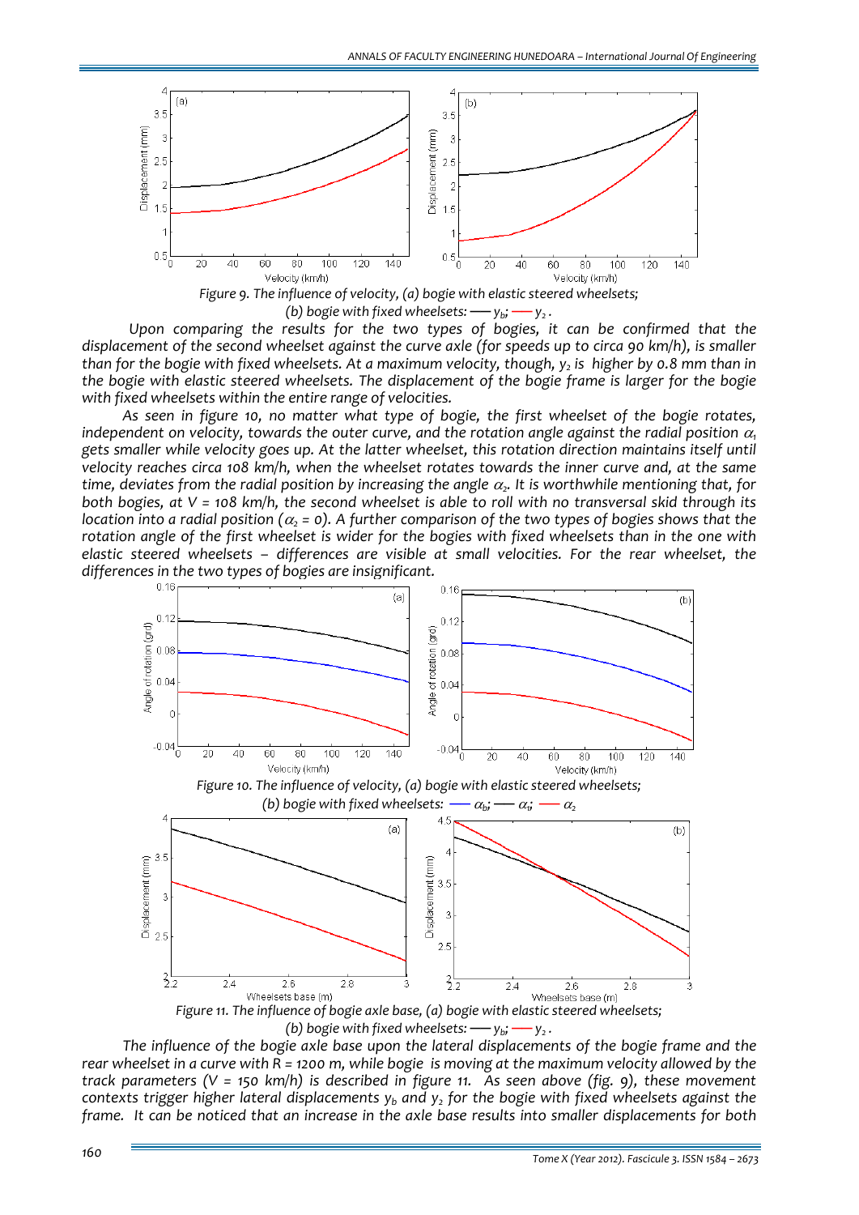Figure 9. The influence of velocity, (a) bogie with elastic steered wheelsets; (b) bogie with fixed wheelsets: —— $y_b$; —— $y_2$.

Upon comparing the results for the two types of bogies, it can be confirmed that the displacement of the second wheelset against the curve axle (for speeds up to circa 90 km/h), is smaller than for the bogie with fixed wheelsets. At a maximum velocity, though, $y_2$ is higher by 0.8 mm than in the bogie with elastic steered wheelsets. The displacement of the bogie frame is larger for the bogie with fixed wheelsets within the entire range of velocities.

As seen in figure 10, no matter what type of bogie, the first wheelset of the bogie rotates, independent on velocity, towards the outer curve, and the rotation angle against the radial position $\alpha_1$ gets smaller while velocity goes up. At the latter wheelset, this rotation direction maintains itself until velocity reaches circa 108 km/h, when the wheelset rotates towards the inner curve and, at the same time, deviates from the radial position by increasing the angle $\alpha_2$. It is worthwhile mentioning that, for both bogies, at V = 108 km/h, the second wheelset is able to roll with no transversal skid through its location into a radial position ($\alpha_2 = 0$). A further comparison of the two types of bogies shows that the rotation angle of the first wheelset is wider for the bogies with fixed wheelsets than in the one with elastic steered wheelsets – differences are visible at small velocities. For the rear wheelset, the differences in the two types of bogies are insignificant.

Figure 10. The influence of velocity, (a) bogie with elastic steered wheelsets; (b) bogie with fixed wheelsets: —— $\alpha_b$; —— $\alpha_1$; —— $\alpha_2$

Figure 11. The influence of bogie axle base, (a) bogie with elastic steered wheelsets; (b) bogie with fixed wheelsets: —— $y_b$; —— $y_2$.

The influence of the bogie axle base upon the lateral displacements of the bogie frame and the rear wheelset in a curve with R = 1200 m, while bogie is moving at the maximum velocity allowed by the track parameters (V = 150 km/h) is described in figure 11. As seen above (fig. 9), these movement contexts trigger higher lateral displacements $y_b$ and $y_2$ for the bogie with fixed wheelsets against the frame. It can be noticed that an increase in the axle base results into smaller displacements for both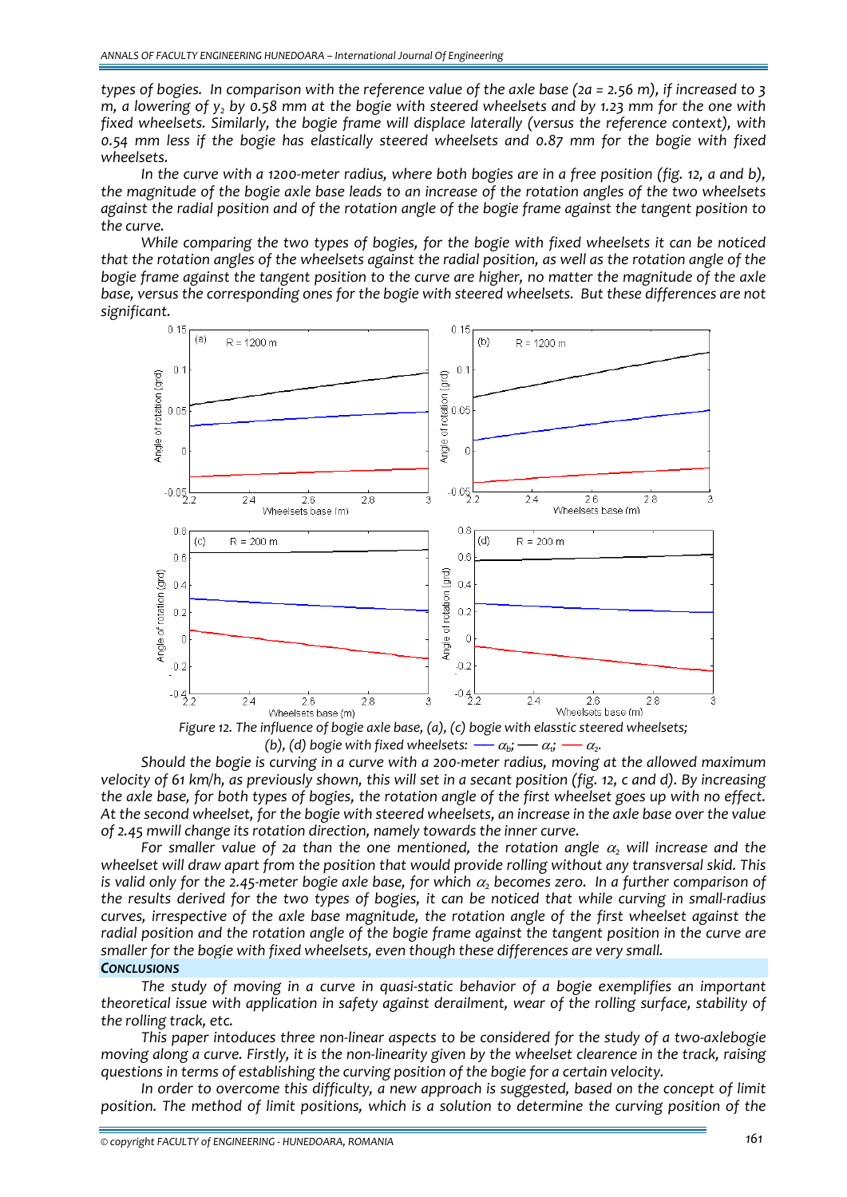*types of bogies. In comparison with the reference value of the axle base (2a = 2.56 m), if increased to 3 m, a lowering of $y_2$ by 0.58 mm at the bogie with steered wheelsets and by 1.23 mm for the one with fixed wheelsets. Similarly, the bogie frame will displace laterally (versus the reference context), with 0.54 mm less if the bogie has elastically steered wheelsets and 0.87 mm for the bogie with fixed wheelsets.*

*In the curve with a 1200-meter radius, where both bogies are in a free position (fig. 12, a and b), the magnitude of the bogie axle base leads to an increase of the rotation angles of the two wheelsets against the radial position and of the rotation angle of the bogie frame against the tangent position to the curve.*

*While comparing the two types of bogies, for the bogie with fixed wheelsets it can be noticed that the rotation angles of the wheelsets against the radial position, as well as the rotation angle of the bogie frame against the tangent position to the curve are higher, no matter the magnitude of the axle base, versus the corresponding ones for the bogie with steered wheelsets. But these differences are not significant.*

*Figure 12. The influence of bogie axle base, (a), (c) bogie with elasstic steered wheelsets; (b), (d) bogie with fixed wheelsets: —— $\alpha_b$; —— $\alpha_1$; —— $\alpha_2$.*

*Should the bogie is curving in a curve with a 200-meter radius, moving at the allowed maximum velocity of 61 km/h, as previously shown, this will set in a secant position (fig. 12, c and d). By increasing the axle base, for both types of bogies, the rotation angle of the first wheelset goes up with no effect. At the second wheelset, for the bogie with steered wheelsets, an increase in the axle base over the value of 2.45 mwill change its rotation direction, namely towards the inner curve.*

*For smaller value of 2a than the one mentioned, the rotation angle $\alpha_2$ will increase and the wheelset will draw apart from the position that would provide rolling without any transversal skid. This is valid only for the 2.45-meter bogie axle base, for which $\alpha_2$ becomes zero. In a further comparison of the results derived for the two types of bogies, it can be noticed that while curving in small-radius curves, irrespective of the axle base magnitude, the rotation angle of the first wheelset against the radial position and the rotation angle of the bogie frame against the tangent position in the curve are smaller for the bogie with fixed wheelsets, even though these differences are very small.*

## CONCLUSIONS

*The study of moving in a curve in quasi-static behavior of a bogie exemplifies an important theoretical issue with application in safety against derailment, wear of the rolling surface, stability of the rolling track, etc.*

*This paper intoduces three non-linear aspects to be considered for the study of a two-axlebogie moving along a curve. Firstly, it is the non-linearity given by the wheelset clearence in the track, raising questions in terms of establishing the curving position of the bogie for a certain velocity.*

*In order to overcome this difficulty, a new approach is suggested, based on the concept of limit position. The method of limit positions, which is a solution to determine the curving position of the*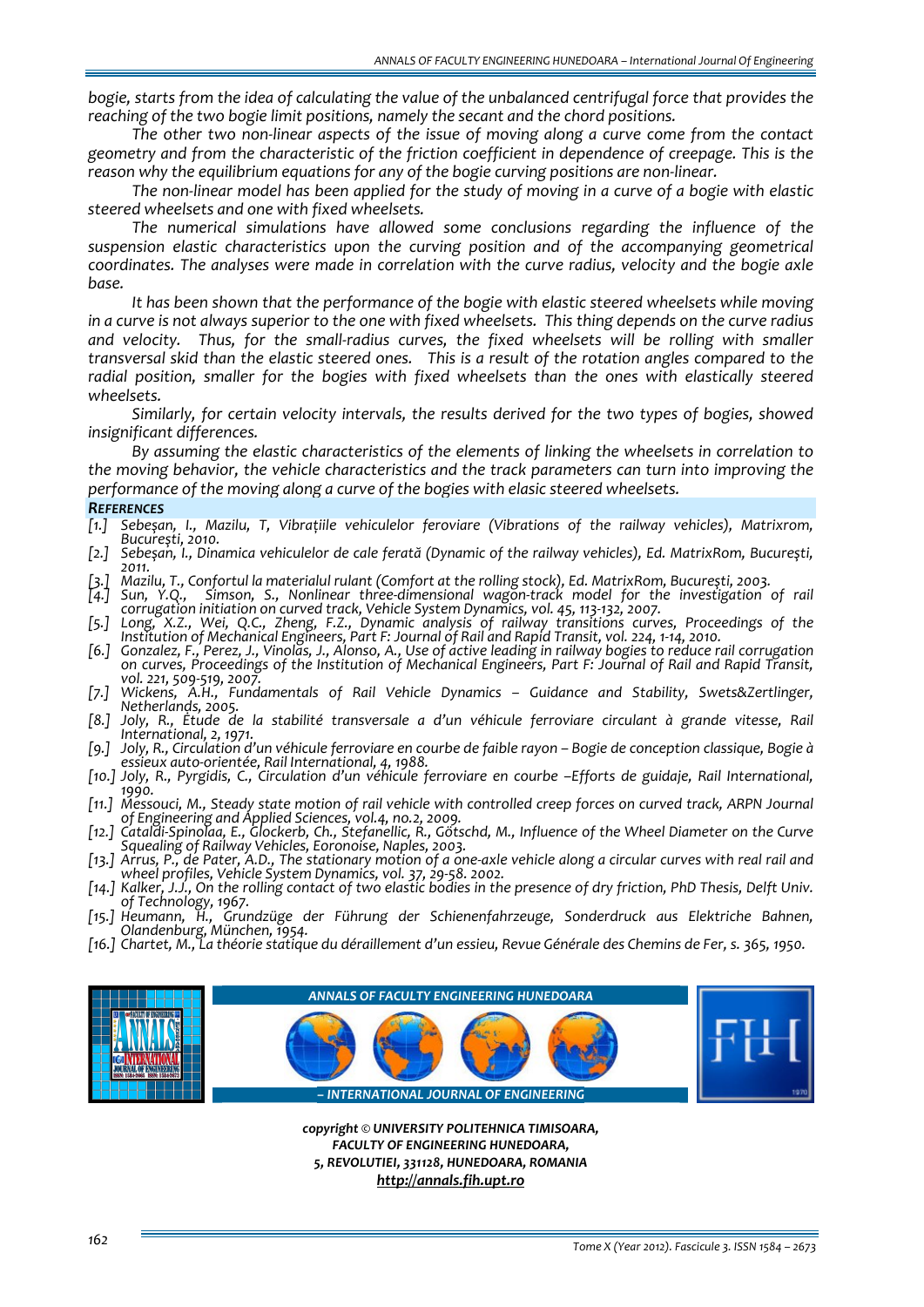*bogie, starts from the idea of calculating the value of the unbalanced centrifugal force that provides the reaching of the two bogie limit positions, namely the secant and the chord positions.*

*The other two non-linear aspects of the issue of moving along a curve come from the contact geometry and from the characteristic of the friction coefficient in dependence of creepage. This is the reason why the equilibrium equations for any of the bogie curving positions are non-linear.*

*The non-linear model has been applied for the study of moving in a curve of a bogie with elastic steered wheelsets and one with fixed wheelsets.*

*The numerical simulations have allowed some conclusions regarding the influence of the suspension elastic characteristics upon the curving position and of the accompanying geometrical coordinates. The analyses were made in correlation with the curve radius, velocity and the bogie axle base.*

*It has been shown that the performance of the bogie with elastic steered wheelsets while moving in a curve is not always superior to the one with fixed wheelsets. This thing depends on the curve radius and velocity. Thus, for the small-radius curves, the fixed wheelsets will be rolling with smaller transversal skid than the elastic steered ones. This is a result of the rotation angles compared to the radial position, smaller for the bogies with fixed wheelsets than the ones with elastically steered wheelsets.*

*Similarly, for certain velocity intervals, the results derived for the two types of bogies, showed insignificant differences.*

*By assuming the elastic characteristics of the elements of linking the wheelsets in correlation to the moving behavior, the vehicle characteristics and the track parameters can turn into improving the performance of the moving along a curve of the bogies with elasic steered wheelsets.*

## ***REFERENCES***

[1.] *Sebeşan, I., Mazilu, T, Vibraţiile vehiculelor feroviare (Vibrations of the railway vehicles), Matrixrom, Bucureşti, 2010.*
[2.] *Sebeşan, I., Dinamica vehiculelor de cale ferată (Dynamic of the railway vehicles), Ed. MatrixRom, Bucureşti, 2011.*
[3.] *Mazilu, T., Confortul la materialul rulant (Comfort at the rolling stock), Ed. MatrixRom, Bucureşti, 2003.*
[4.] *Sun, Y.Q., Simson, S., Nonlinear three-dimensional wagon-track model for the investigation of rail corrugation initiation on curved track, Vehicle System Dynamics, vol. 45, 113-132, 2007.*
[5.] *Long, X.Z., Wei, Q.C., Zheng, F.Z., Dynamic analysis of railway transitions curves, Proceedings of the Institution of Mechanical Engineers, Part F: Journal of Rail and Rapid Transit, vol. 224, 1-14, 2010.*
[6.] *Gonzalez, F., Perez, J., Vinolas, J., Alonso, A., Use of active leading in railway bogies to reduce rail corrugation on curves, Proceedings of the Institution of Mechanical Engineers, Part F: Journal of Rail and Rapid Transit, vol. 221, 509-519, 2007.*
[7.] *Wickens, A.H., Fundamentals of Rail Vehicle Dynamics – Guidance and Stability, Swets&Zertlinger, Netherlands, 2005.*
[8.] *Joly, R., Étude de la stabilité transversale a d'un véhicule ferroviare circulant à grande vitesse, Rail International, 2, 1971.*
[9.] *Joly, R., Circulation d'un véhicule ferroviare en courbe de faible rayon – Bogie de conception classique, Bogie à essieux auto-orientée, Rail International, 4, 1988.*
[10.] *Joly, R., Pyrgidis, C., Circulation d'un véhicule ferroviare en courbe –Efforts de guidaje, Rail International, 1990.*
[11.] *Messouci, M., Steady state motion of rail vehicle with controlled creep forces on curved track, ARPN Journal of Engineering and Applied Sciences, vol.4, no.2, 2009.*
[12.] *Cataldi-Spinolaa, E., Glockerb, Ch., Stefanellic, R., Götschd, M., Influence of the Wheel Diameter on the Curve Squealing of Railway Vehicles, Eoronoise, Naples, 2003.*
[13.] *Arrus, P., de Pater, A.D., The stationary motion of a one-axle vehicle along a circular curves with real rail and wheel profiles, Vehicle System Dynamics, vol. 37, 29-58. 2002.*
[14.] *Kalker, J.J., On the rolling contact of two elastic bodies in the presence of dry friction, PhD Thesis, Delft Univ. of Technology, 1967.*
[15.] *Heumann, H., Grundzüge der Führung der Schienenfahrzeuge, Sonderdruck aus Elektriche Bahnen, Olandenburg, München, 1954.*
[16.] *Chartet, M., La théorie statique du déraillement d'un essieu, Revue Générale des Chemins de Fer, s. 365, 1950.*

***copyright © UNIVERSITY POLITEHNICA TIMISOARA,***
***FACULTY OF ENGINEERING HUNEDOARA,***
***5, REVOLUTIEI, 331128, HUNEDOARA, ROMANIA***
***http://annals.fih.upt.ro***